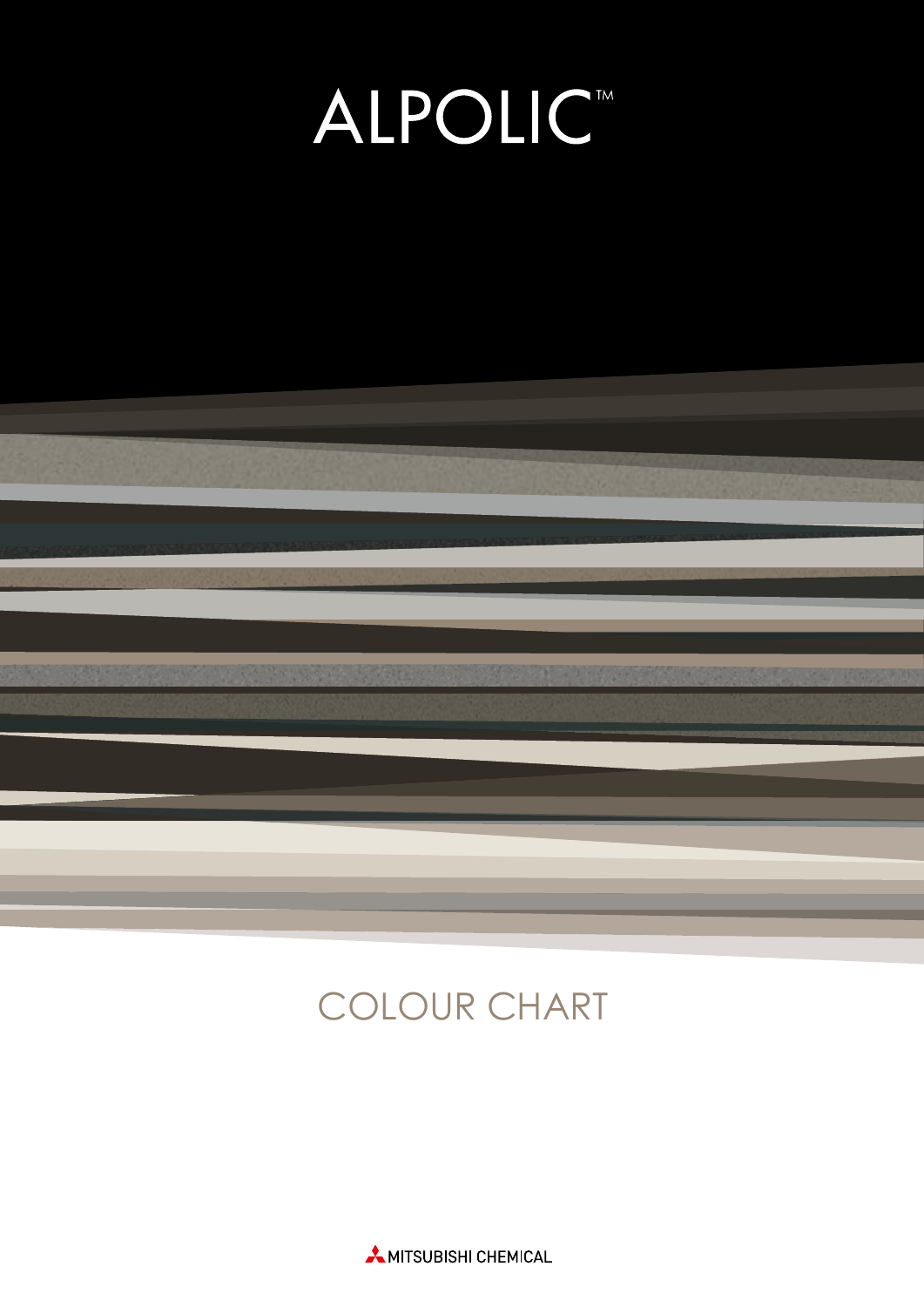# ALPOLIC™

## COLOUR CHART

MITSUBISHI CHEMICAL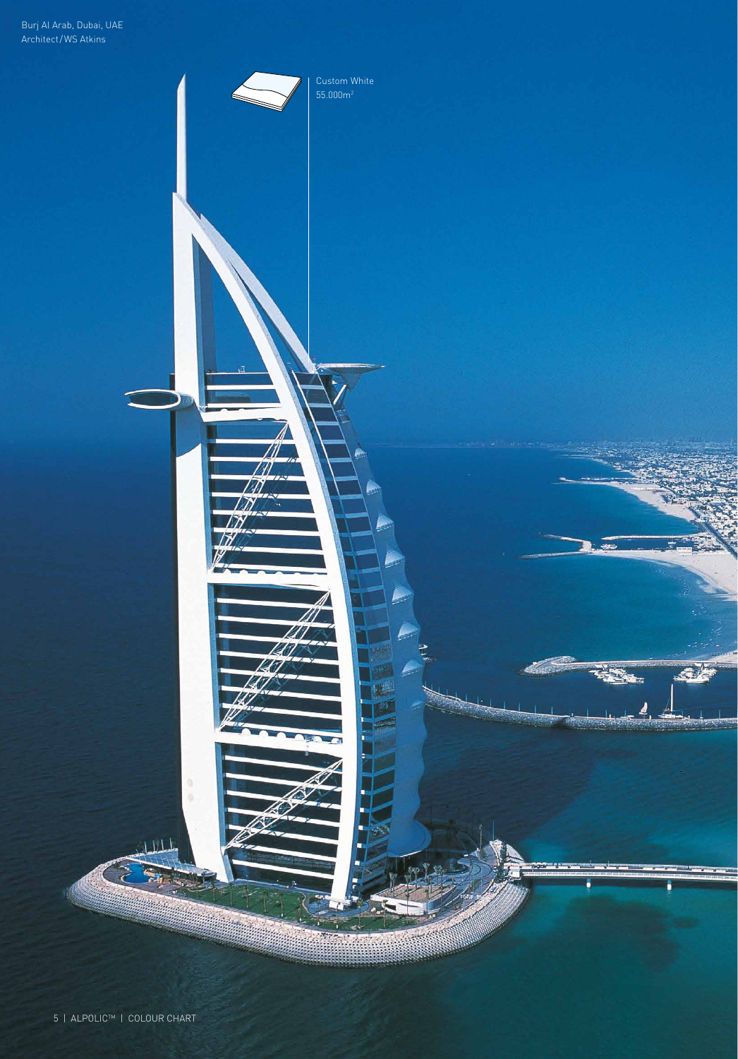Burj Al Arab, Dubai, UAE
Architect/WS Atkins

Custom White
55.000m$^2$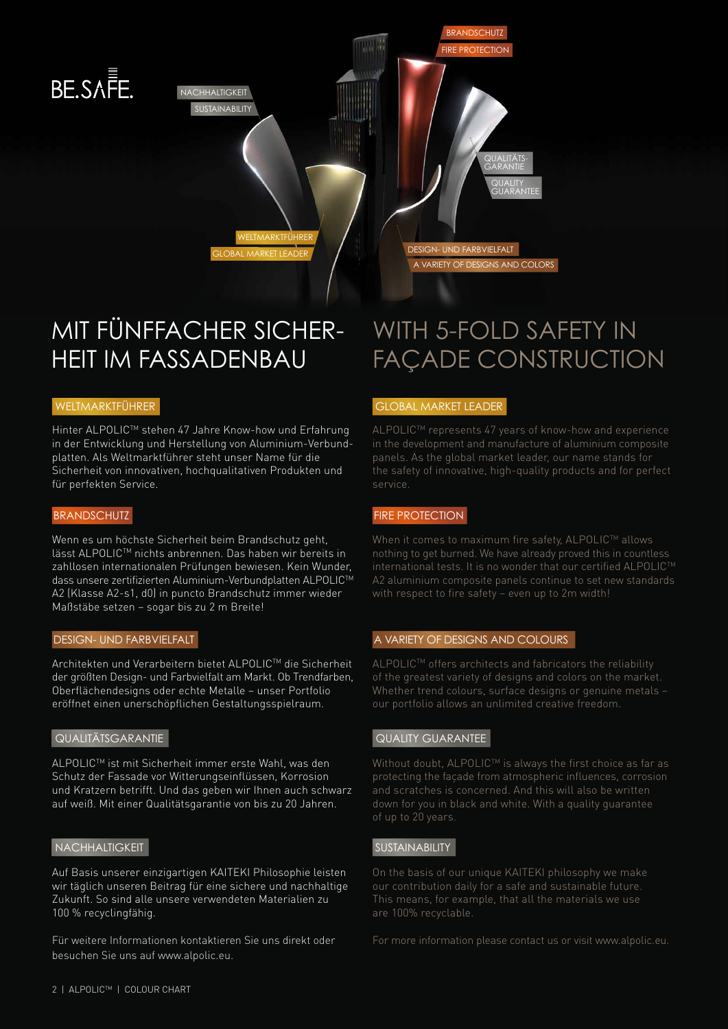BE.SAFE.

NACHHALTIGKEIT
SUSTAINABILITY

BRANDSCHUTZ
FIRE PROTECTION

QUALITÄTS-GARANTIE
QUALITY GUARANTEE

WELTMARKTFÜHRER
GLOBAL MARKET LEADER

DESIGN- UND FARBVIELFALT
A VARIETY OF DESIGNS AND COLORS

# MIT FÜNFFACHER SICHERHEIT IM FASSADENBAU

### WELTMARKTFÜHRER

Hinter ALPOLIC™ stehen 47 Jahre Know-how und Erfahrung in der Entwicklung und Herstellung von Aluminium-Verbundplatten. Als Weltmarktführer steht unser Name für die Sicherheit von innovativen, hochqualitativen Produkten und für perfekten Service.

### BRANDSCHUTZ

Wenn es um höchste Sicherheit beim Brandschutz geht, lässt ALPOLIC™ nichts anbrennen. Das haben wir bereits in zahllosen internationalen Prüfungen bewiesen. Kein Wunder, dass unsere zertifizierten Aluminium-Verbundplatten ALPOLIC™ A2 (Klasse A2-s1, d0) in puncto Brandschutz immer wieder Maßstäbe setzen – sogar bis zu 2 m Breite!

### DESIGN- UND FARBVIELFALT

Architekten und Verarbeitern bietet ALPOLIC™ die Sicherheit der größten Design- und Farbvielfalt am Markt. Ob Trendfarben, Oberflächendesigns oder echte Metalle – unser Portfolio eröffnet einen unerschöpflichen Gestaltungsspielraum.

### QUALITÄTSGARANTIE

ALPOLIC™ ist mit Sicherheit immer erste Wahl, was den Schutz der Fassade vor Witterungseinflüssen, Korrosion und Kratzern betrifft. Und das geben wir Ihnen auch schwarz auf weiß. Mit einer Qualitätsgarantie von bis zu 20 Jahren.

### NACHHALTIGKEIT

Auf Basis unserer einzigartigen KAITEKI Philosophie leisten wir täglich unseren Beitrag für eine sichere und nachhaltige Zukunft. So sind alle unsere verwendeten Materialien zu 100 % recyclingfähig.

Für weitere Informationen kontaktieren Sie uns direkt oder besuchen Sie uns auf www.alpolic.eu.

# WITH 5-FOLD SAFETY IN FAÇADE CONSTRUCTION

### GLOBAL MARKET LEADER

ALPOLIC™ represents 47 years of know-how and experience in the development and manufacture of aluminium composite panels. As the global market leader, our name stands for the safety of innovative, high-quality products and for perfect service.

### FIRE PROTECTION

When it comes to maximum fire safety, ALPOLIC™ allows nothing to get burned. We have already proved this in countless international tests. It is no wonder that our certified ALPOLIC™ A2 aluminium composite panels continue to set new standards with respect to fire safety – even up to 2m width!

### A VARIETY OF DESIGNS AND COLOURS

ALPOLIC™ offers architects and fabricators the reliability of the greatest variety of designs and colors on the market. Whether trend colours, surface designs or genuine metals – our portfolio allows an unlimited creative freedom.

### QUALITY GUARANTEE

Without doubt, ALPOLIC™ is always the first choice as far as protecting the façade from atmospheric influences, corrosion and scratches is concerned. And this will also be written down for you in black and white. With a quality guarantee of up to 20 years.

### SUSTAINABILITY

On the basis of our unique KAITEKI philosophy we make our contribution daily for a safe and sustainable future. This means, for example, that all the materials we use are 100% recyclable.

For more information please contact us or visit www.alpolic.eu.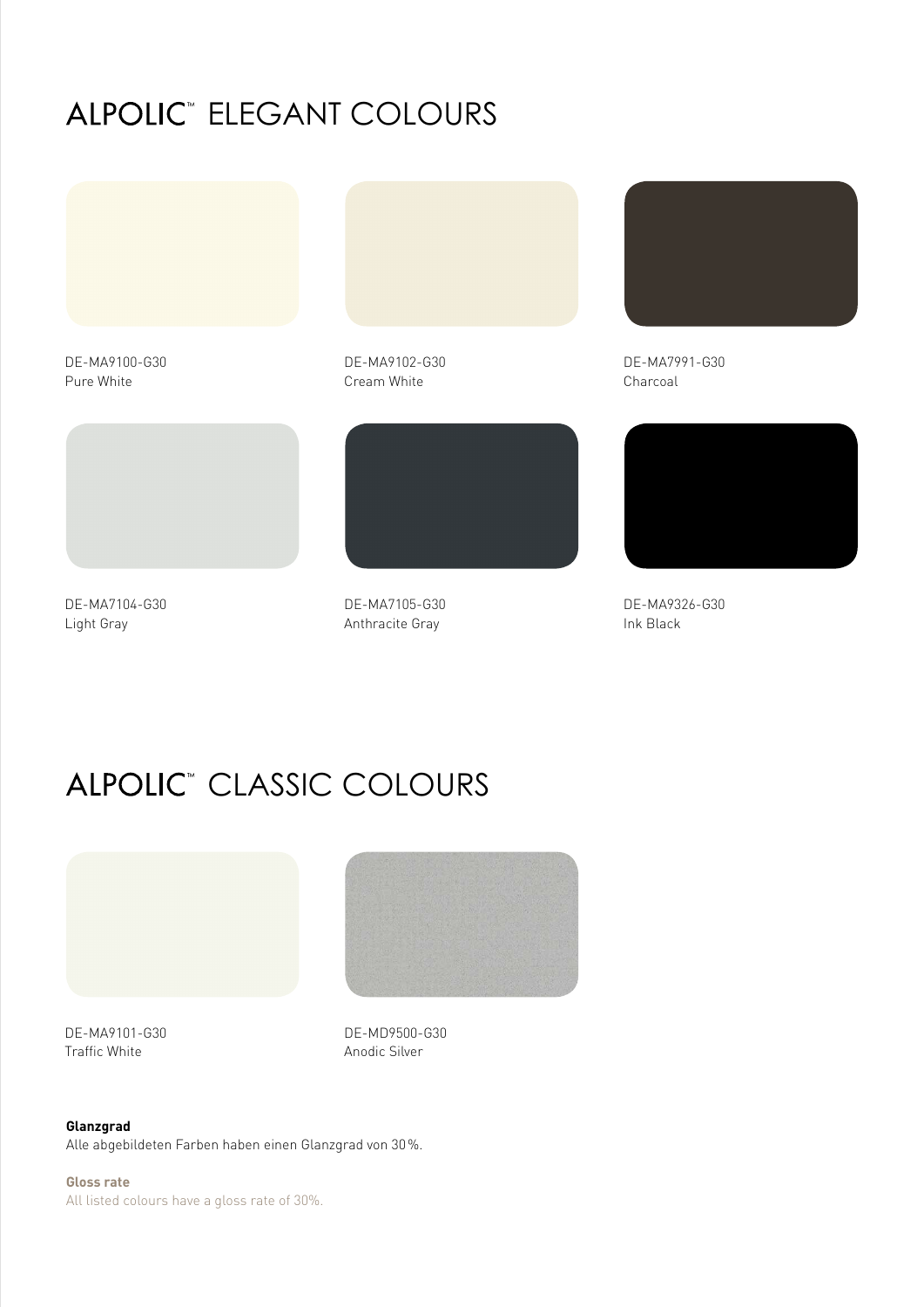# ALPOLIC™ ELEGANT COLOURS

DE-MA9100-G30
Pure White

DE-MA9102-G30
Cream White

DE-MA7991-G30
Charcoal

DE-MA7104-G30
Light Gray

DE-MA7105-G30
Anthracite Gray

DE-MA9326-G30
Ink Black

# ALPOLIC™ CLASSIC COLOURS

DE-MA9101-G30
Traffic White

DE-MD9500-G30
Anodic Silver

**Glanzgrad**
Alle abgebildeten Farben haben einen Glanzgrad von 30 %.

**Gloss rate**
All listed colours have a gloss rate of 30%.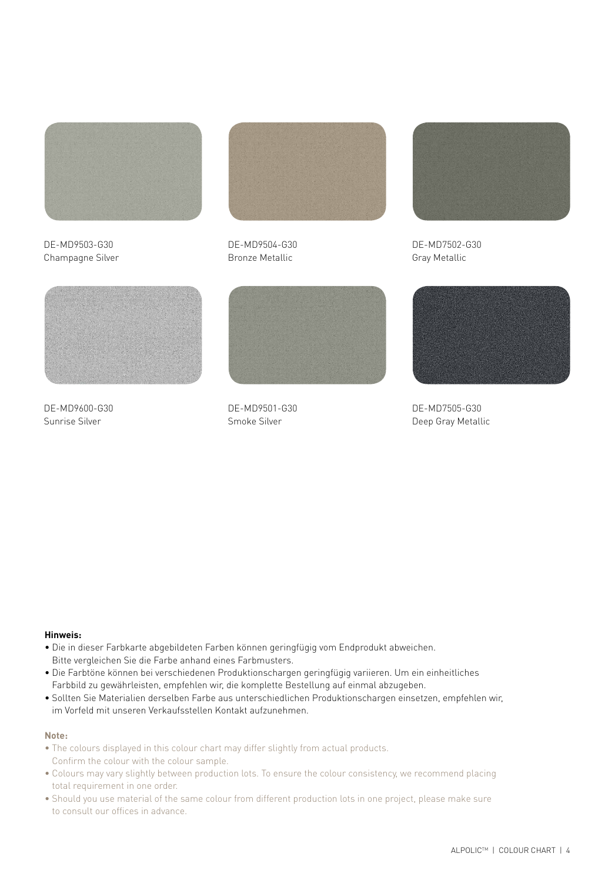DE-MD9503-G30
Champagne Silver

DE-MD9504-G30
Bronze Metallic

DE-MD7502-G30
Gray Metallic

DE-MD9600-G30
Sunrise Silver

DE-MD9501-G30
Smoke Silver

DE-MD7505-G30
Deep Gray Metallic

**Hinweis:**

- Die in dieser Farbkarte abgebildeten Farben können geringfügig vom Endprodukt abweichen. Bitte vergleichen Sie die Farbe anhand eines Farbmusters.
- Die Farbtöne können bei verschiedenen Produktionschargen geringfügig variieren. Um ein einheitliches Farbbild zu gewährleisten, empfehlen wir, die komplette Bestellung auf einmal abzugeben.
- Sollten Sie Materialien derselben Farbe aus unterschiedlichen Produktionschargen einsetzen, empfehlen wir, im Vorfeld mit unseren Verkaufsstellen Kontakt aufzunehmen.

**Note:**

- The colours displayed in this colour chart may differ slightly from actual products. Confirm the colour with the colour sample.
- Colours may vary slightly between production lots. To ensure the colour consistency, we recommend placing total requirement in one order.
- Should you use material of the same colour from different production lots in one project, please make sure to consult our offices in advance.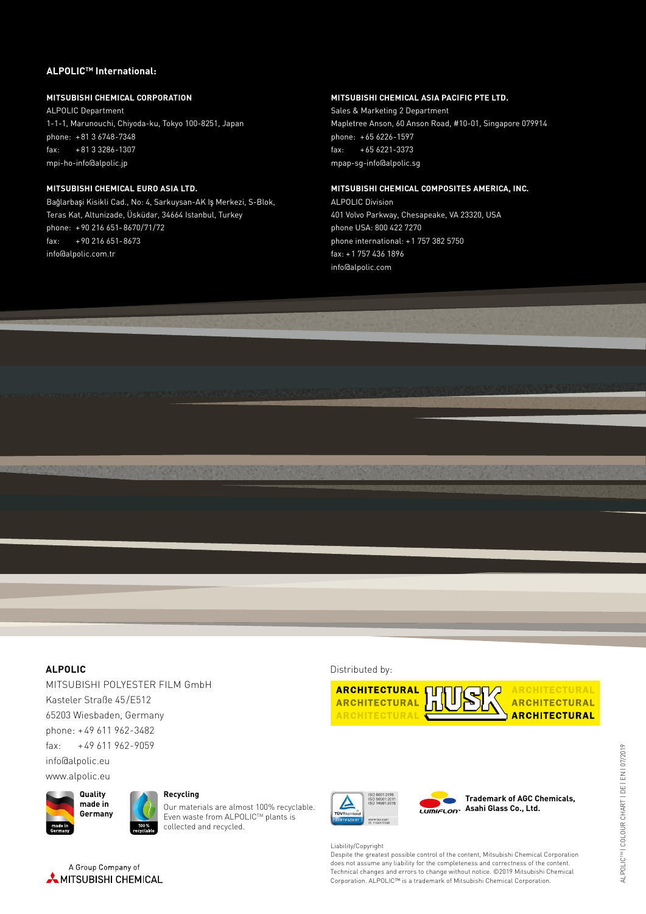**ALPOLIC™ International:**

**MITSUBISHI CHEMICAL CORPORATION**
ALPOLIC Department
1-1-1, Marunouchi, Chiyoda-ku, Tokyo 100-8251, Japan
phone: +81 3 6748-7348
fax: +81 3 3286-1307
mpi-ho-info@alpolic.jp

**MITSUBISHI CHEMICAL EURO ASIA LTD.**
Bağlarbaşi Kisikli Cad., No: 4, Sarkuysan-AK Iş Merkezi, S-Blok,
Teras Kat, Altunizade, Üsküdar, 34664 Istanbul, Turkey
phone: +90 216 651-8670/71/72
fax: +90 216 651-8673
info@alpolic.com.tr

**MITSUBISHI CHEMICAL ASIA PACIFIC PTE LTD.**
Sales & Marketing 2 Department
Mapletree Anson, 60 Anson Road, #10-01, Singapore 079914
phone: +65 6226-1597
fax: +65 6221-3373
mpap-sg-info@alpolic.sg

**MITSUBISHI CHEMICAL COMPOSITES AMERICA, INC.**
ALPOLIC Division
401 Volvo Parkway, Chesapeake, VA 23320, USA
phone USA: 800 422 7270
phone international: +1 757 382 5750
fax: +1 757 436 1896
info@alpolic.com

**ALPOLIC**
MITSUBISHI POLYESTER FILM GmbH
Kasteler Straße 45/E512
65203 Wiesbaden, Germany
phone: +49 611 962-3482
fax: +49 611 962-9059
info@alpolic.eu
www.alpolic.eu

**Quality made in Germany**

**Recycling**
Our materials are almost 100% recyclable. Even waste from ALPOLIC™ plants is collected and recycled.

A Group Company of
MITSUBISHI CHEMICAL

Distributed by:

ARCHITECTURAL HUSK ARCHITECTURAL

ISO 9001:2015
ISO 50001:2011
ISO 14001:2015

**Trademark of AGC Chemicals, Asahi Glass Co., Ltd.**

Liability/Copyright
Despite the greatest possible control of the content, Mitsubishi Chemical Corporation does not assume any liability for the completeness and correctness of the content. Technical changes and errors to change without notice. ©2019 Mitsubishi Chemical Corporation. ALPOLIC™ is a trademark of Mitsubishi Chemical Corporation.

ALPOLIC™ | COLOUR CHART | DE | EN | 07/2019